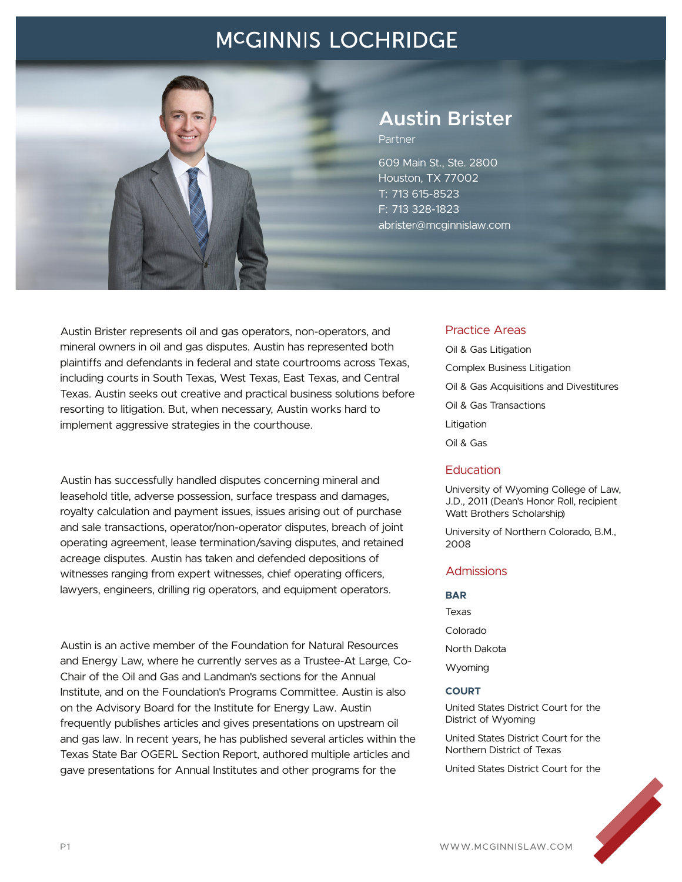# McGINNIS LOCHRIDGE

## Austin Brister

Partner

609 Main St., Ste. 2800
Houston, TX 77002
T: 713 615-8523
F: 713 328-1823
abrister@mcginnislaw.com

Austin Brister represents oil and gas operators, non-operators, and mineral owners in oil and gas disputes. Austin has represented both plaintiffs and defendants in federal and state courtrooms across Texas, including courts in South Texas, West Texas, East Texas, and Central Texas. Austin seeks out creative and practical business solutions before resorting to litigation. But, when necessary, Austin works hard to implement aggressive strategies in the courthouse.

Austin has successfully handled disputes concerning mineral and leasehold title, adverse possession, surface trespass and damages, royalty calculation and payment issues, issues arising out of purchase and sale transactions, operator/non-operator disputes, breach of joint operating agreement, lease termination/saving disputes, and retained acreage disputes. Austin has taken and defended depositions of witnesses ranging from expert witnesses, chief operating officers, lawyers, engineers, drilling rig operators, and equipment operators.

Austin is an active member of the Foundation for Natural Resources and Energy Law, where he currently serves as a Trustee-At Large, Co-Chair of the Oil and Gas and Landman's sections for the Annual Institute, and on the Foundation's Programs Committee. Austin is also on the Advisory Board for the Institute for Energy Law. Austin frequently publishes articles and gives presentations on upstream oil and gas law. In recent years, he has published several articles within the Texas State Bar OGERL Section Report, authored multiple articles and gave presentations for Annual Institutes and other programs for the

### Practice Areas

Oil & Gas Litigation

Complex Business Litigation

Oil & Gas Acquisitions and Divestitures

Oil & Gas Transactions

Litigation

Oil & Gas

### Education

University of Wyoming College of Law, J.D., 2011 (Dean's Honor Roll, recipient Watt Brothers Scholarship)

University of Northern Colorado, B.M., 2008

### Admissions

**BAR**

Texas

Colorado

North Dakota

Wyoming

**COURT**

United States District Court for the District of Wyoming

United States District Court for the Northern District of Texas

United States District Court for the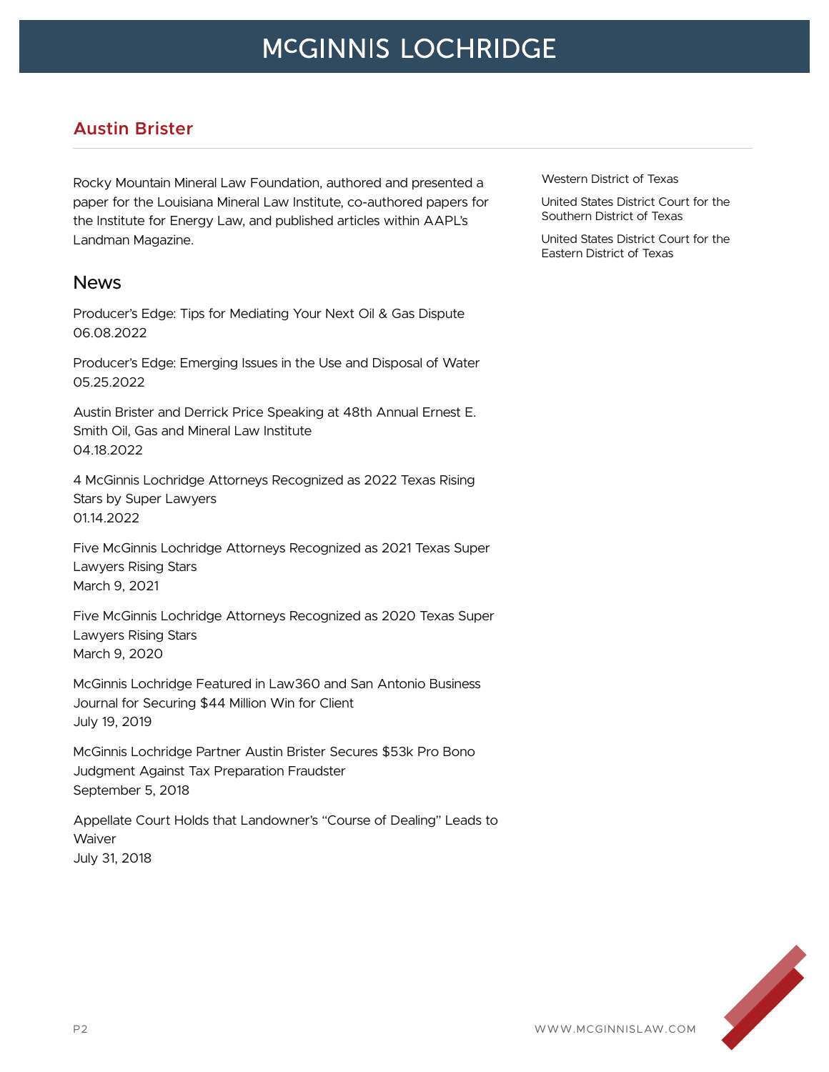## Austin Brister

Rocky Mountain Mineral Law Foundation, authored and presented a paper for the Louisiana Mineral Law Institute, co-authored papers for the Institute for Energy Law, and published articles within AAPL's Landman Magazine.

Western District of Texas

United States District Court for the Southern District of Texas

United States District Court for the Eastern District of Texas

## News

Producer's Edge: Tips for Mediating Your Next Oil & Gas Dispute
06.08.2022

Producer's Edge: Emerging Issues in the Use and Disposal of Water
05.25.2022

Austin Brister and Derrick Price Speaking at 48th Annual Ernest E. Smith Oil, Gas and Mineral Law Institute
04.18.2022

4 McGinnis Lochridge Attorneys Recognized as 2022 Texas Rising Stars by Super Lawyers
01.14.2022

Five McGinnis Lochridge Attorneys Recognized as 2021 Texas Super Lawyers Rising Stars
March 9, 2021

Five McGinnis Lochridge Attorneys Recognized as 2020 Texas Super Lawyers Rising Stars
March 9, 2020

McGinnis Lochridge Featured in Law360 and San Antonio Business Journal for Securing $44 Million Win for Client
July 19, 2019

McGinnis Lochridge Partner Austin Brister Secures $53k Pro Bono Judgment Against Tax Preparation Fraudster
September 5, 2018

Appellate Court Holds that Landowner's "Course of Dealing" Leads to Waiver
July 31, 2018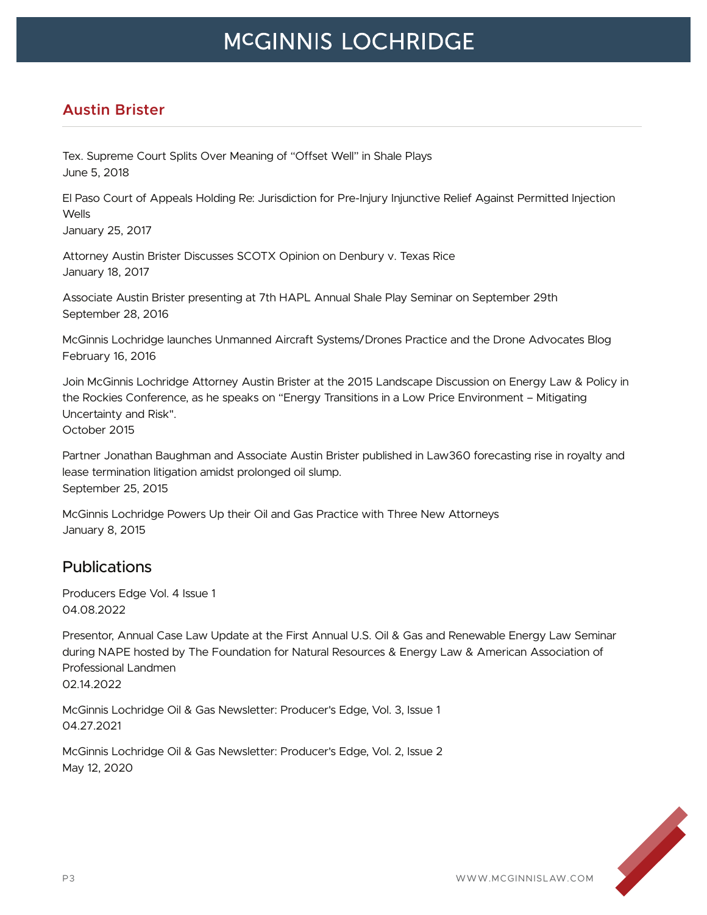## Austin Brister

Tex. Supreme Court Splits Over Meaning of "Offset Well" in Shale Plays
June 5, 2018

El Paso Court of Appeals Holding Re: Jurisdiction for Pre-Injury Injunctive Relief Against Permitted Injection Wells
January 25, 2017

Attorney Austin Brister Discusses SCOTX Opinion on Denbury v. Texas Rice
January 18, 2017

Associate Austin Brister presenting at 7th HAPL Annual Shale Play Seminar on September 29th
September 28, 2016

McGinnis Lochridge launches Unmanned Aircraft Systems/Drones Practice and the Drone Advocates Blog
February 16, 2016

Join McGinnis Lochridge Attorney Austin Brister at the 2015 Landscape Discussion on Energy Law & Policy in the Rockies Conference, as he speaks on "Energy Transitions in a Low Price Environment – Mitigating Uncertainty and Risk".
October 2015

Partner Jonathan Baughman and Associate Austin Brister published in Law360 forecasting rise in royalty and lease termination litigation amidst prolonged oil slump.
September 25, 2015

McGinnis Lochridge Powers Up their Oil and Gas Practice with Three New Attorneys
January 8, 2015

## Publications

Producers Edge Vol. 4 Issue 1
04.08.2022

Presentor, Annual Case Law Update at the First Annual U.S. Oil & Gas and Renewable Energy Law Seminar during NAPE hosted by The Foundation for Natural Resources & Energy Law & American Association of Professional Landmen
02.14.2022

McGinnis Lochridge Oil & Gas Newsletter: Producer's Edge, Vol. 3, Issue 1
04.27.2021

McGinnis Lochridge Oil & Gas Newsletter: Producer's Edge, Vol. 2, Issue 2
May 12, 2020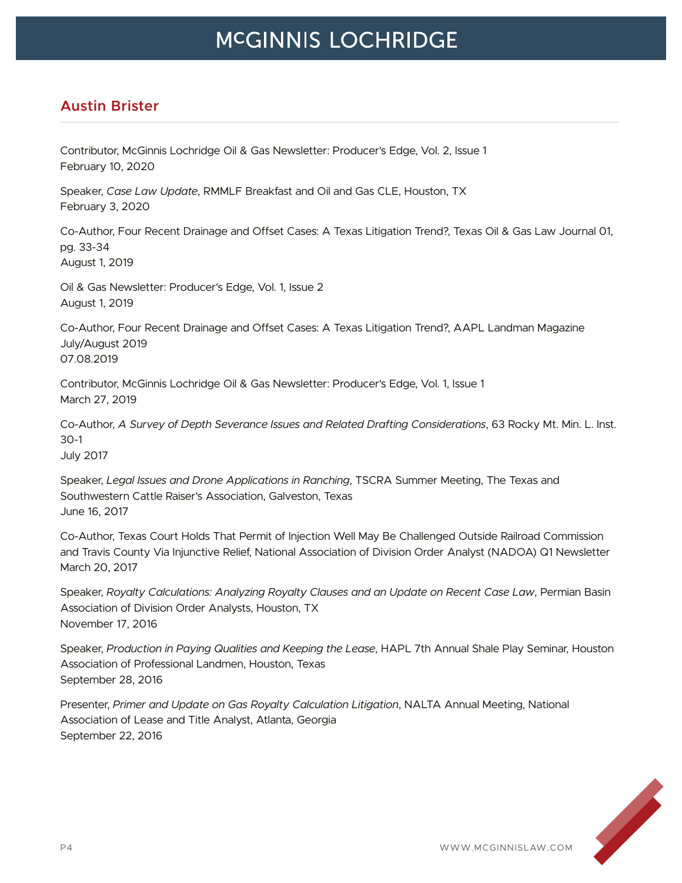## Austin Brister

Contributor, McGinnis Lochridge Oil & Gas Newsletter: Producer's Edge, Vol. 2, Issue 1
February 10, 2020

Speaker, *Case Law Update*, RMMLF Breakfast and Oil and Gas CLE, Houston, TX
February 3, 2020

Co-Author, Four Recent Drainage and Offset Cases: A Texas Litigation Trend?, Texas Oil & Gas Law Journal 01, pg. 33-34
August 1, 2019

Oil & Gas Newsletter: Producer's Edge, Vol. 1, Issue 2
August 1, 2019

Co-Author, Four Recent Drainage and Offset Cases: A Texas Litigation Trend?, AAPL Landman Magazine July/August 2019
07.08.2019

Contributor, McGinnis Lochridge Oil & Gas Newsletter: Producer's Edge, Vol. 1, Issue 1
March 27, 2019

Co-Author, *A Survey of Depth Severance Issues and Related Drafting Considerations*, 63 Rocky Mt. Min. L. Inst. 30-1
July 2017

Speaker, *Legal Issues and Drone Applications in Ranching*, TSCRA Summer Meeting, The Texas and Southwestern Cattle Raiser's Association, Galveston, Texas
June 16, 2017

Co-Author, Texas Court Holds That Permit of Injection Well May Be Challenged Outside Railroad Commission and Travis County Via Injunctive Relief, National Association of Division Order Analyst (NADOA) Q1 Newsletter
March 20, 2017

Speaker, *Royalty Calculations: Analyzing Royalty Clauses and an Update on Recent Case Law*, Permian Basin Association of Division Order Analysts, Houston, TX
November 17, 2016

Speaker, *Production in Paying Qualities and Keeping the Lease*, HAPL 7th Annual Shale Play Seminar, Houston Association of Professional Landmen, Houston, Texas
September 28, 2016

Presenter, *Primer and Update on Gas Royalty Calculation Litigation*, NALTA Annual Meeting, National Association of Lease and Title Analyst, Atlanta, Georgia
September 22, 2016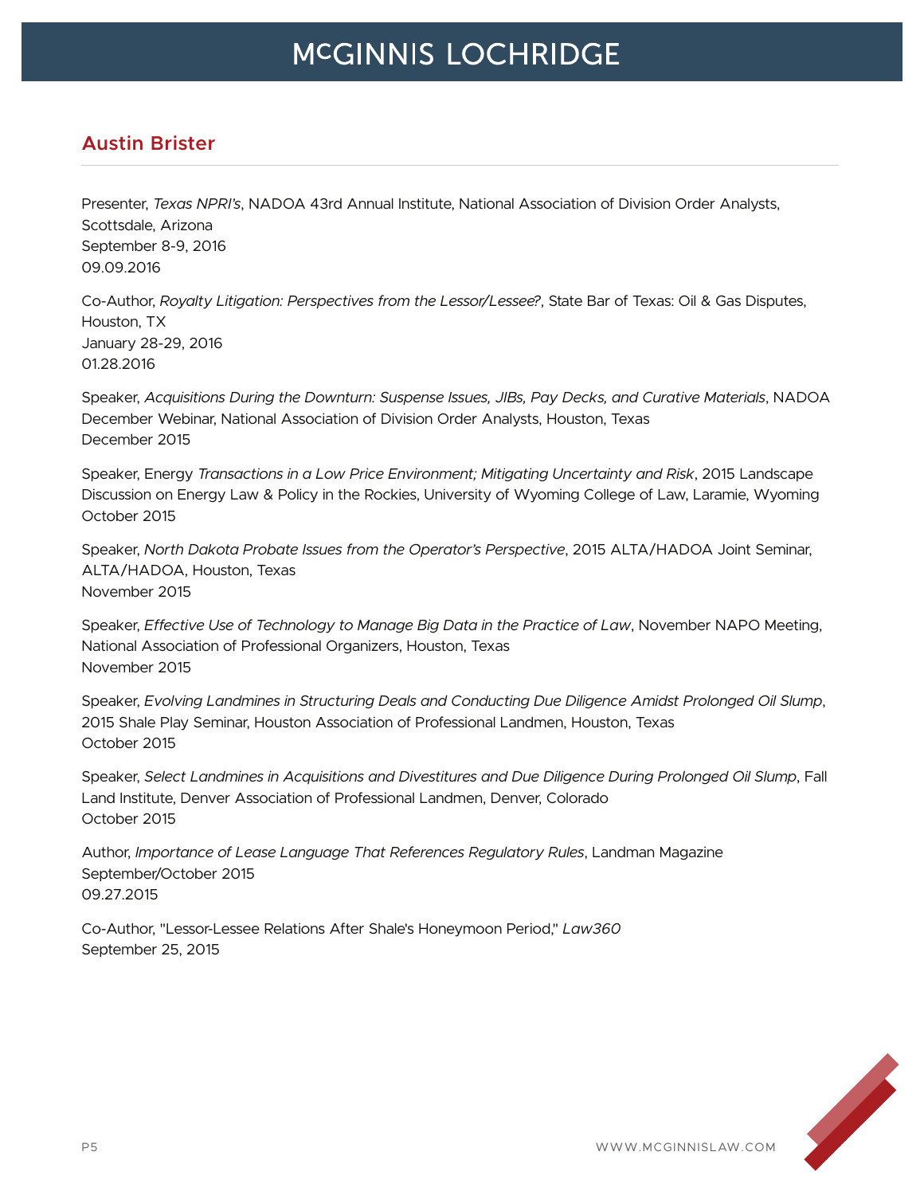## Austin Brister

Presenter, *Texas NPRI's*, NADOA 43rd Annual Institute, National Association of Division Order Analysts, Scottsdale, Arizona
September 8-9, 2016
09.09.2016

Co-Author, *Royalty Litigation: Perspectives from the Lessor/Lessee?*, State Bar of Texas: Oil & Gas Disputes, Houston, TX
January 28-29, 2016
01.28.2016

Speaker, *Acquisitions During the Downturn: Suspense Issues, JIBs, Pay Decks, and Curative Materials*, NADOA December Webinar, National Association of Division Order Analysts, Houston, Texas
December 2015

Speaker, Energy *Transactions in a Low Price Environment; Mitigating Uncertainty and Risk*, 2015 Landscape Discussion on Energy Law & Policy in the Rockies, University of Wyoming College of Law, Laramie, Wyoming
October 2015

Speaker, *North Dakota Probate Issues from the Operator's Perspective*, 2015 ALTA/HADOA Joint Seminar, ALTA/HADOA, Houston, Texas
November 2015

Speaker, *Effective Use of Technology to Manage Big Data in the Practice of Law*, November NAPO Meeting, National Association of Professional Organizers, Houston, Texas
November 2015

Speaker, *Evolving Landmines in Structuring Deals and Conducting Due Diligence Amidst Prolonged Oil Slump*, 2015 Shale Play Seminar, Houston Association of Professional Landmen, Houston, Texas
October 2015

Speaker, *Select Landmines in Acquisitions and Divestitures and Due Diligence During Prolonged Oil Slump*, Fall Land Institute, Denver Association of Professional Landmen, Denver, Colorado
October 2015

Author, *Importance of Lease Language That References Regulatory Rules*, Landman Magazine
September/October 2015
09.27.2015

Co-Author, "Lessor-Lessee Relations After Shale's Honeymoon Period," *Law360*
September 25, 2015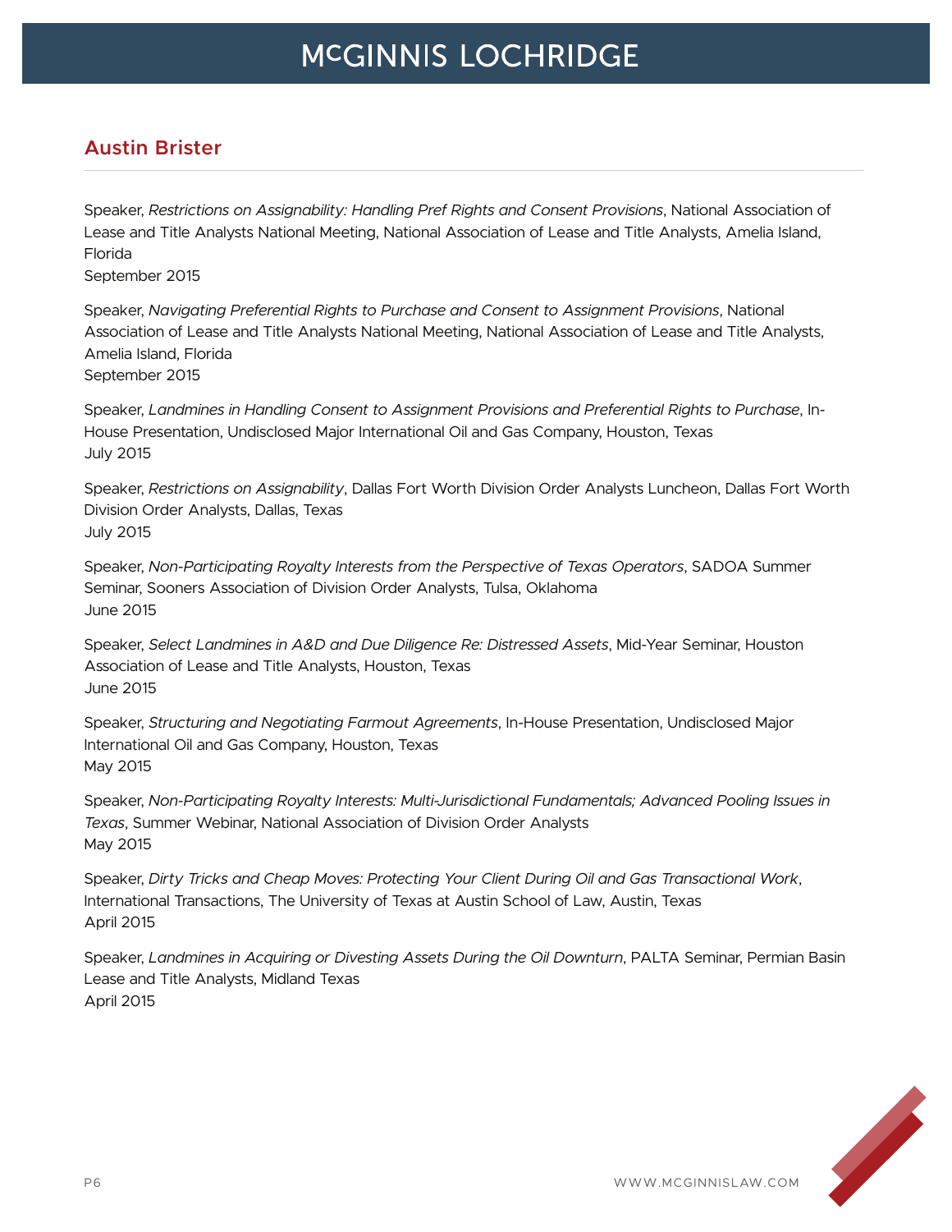## Austin Brister

Speaker, *Restrictions on Assignability: Handling Pref Rights and Consent Provisions*, National Association of Lease and Title Analysts National Meeting, National Association of Lease and Title Analysts, Amelia Island, Florida
September 2015

Speaker, *Navigating Preferential Rights to Purchase and Consent to Assignment Provisions*, National Association of Lease and Title Analysts National Meeting, National Association of Lease and Title Analysts, Amelia Island, Florida
September 2015

Speaker, *Landmines in Handling Consent to Assignment Provisions and Preferential Rights to Purchase*, In-House Presentation, Undisclosed Major International Oil and Gas Company, Houston, Texas
July 2015

Speaker, *Restrictions on Assignability*, Dallas Fort Worth Division Order Analysts Luncheon, Dallas Fort Worth Division Order Analysts, Dallas, Texas
July 2015

Speaker, *Non-Participating Royalty Interests from the Perspective of Texas Operators*, SADOA Summer Seminar, Sooners Association of Division Order Analysts, Tulsa, Oklahoma
June 2015

Speaker, *Select Landmines in A&D and Due Diligence Re: Distressed Assets*, Mid-Year Seminar, Houston Association of Lease and Title Analysts, Houston, Texas
June 2015

Speaker, *Structuring and Negotiating Farmout Agreements*, In-House Presentation, Undisclosed Major International Oil and Gas Company, Houston, Texas
May 2015

Speaker, *Non-Participating Royalty Interests: Multi-Jurisdictional Fundamentals; Advanced Pooling Issues in Texas*, Summer Webinar, National Association of Division Order Analysts
May 2015

Speaker, *Dirty Tricks and Cheap Moves: Protecting Your Client During Oil and Gas Transactional Work*, International Transactions, The University of Texas at Austin School of Law, Austin, Texas
April 2015

Speaker, *Landmines in Acquiring or Divesting Assets During the Oil Downturn*, PALTA Seminar, Permian Basin Lease and Title Analysts, Midland Texas
April 2015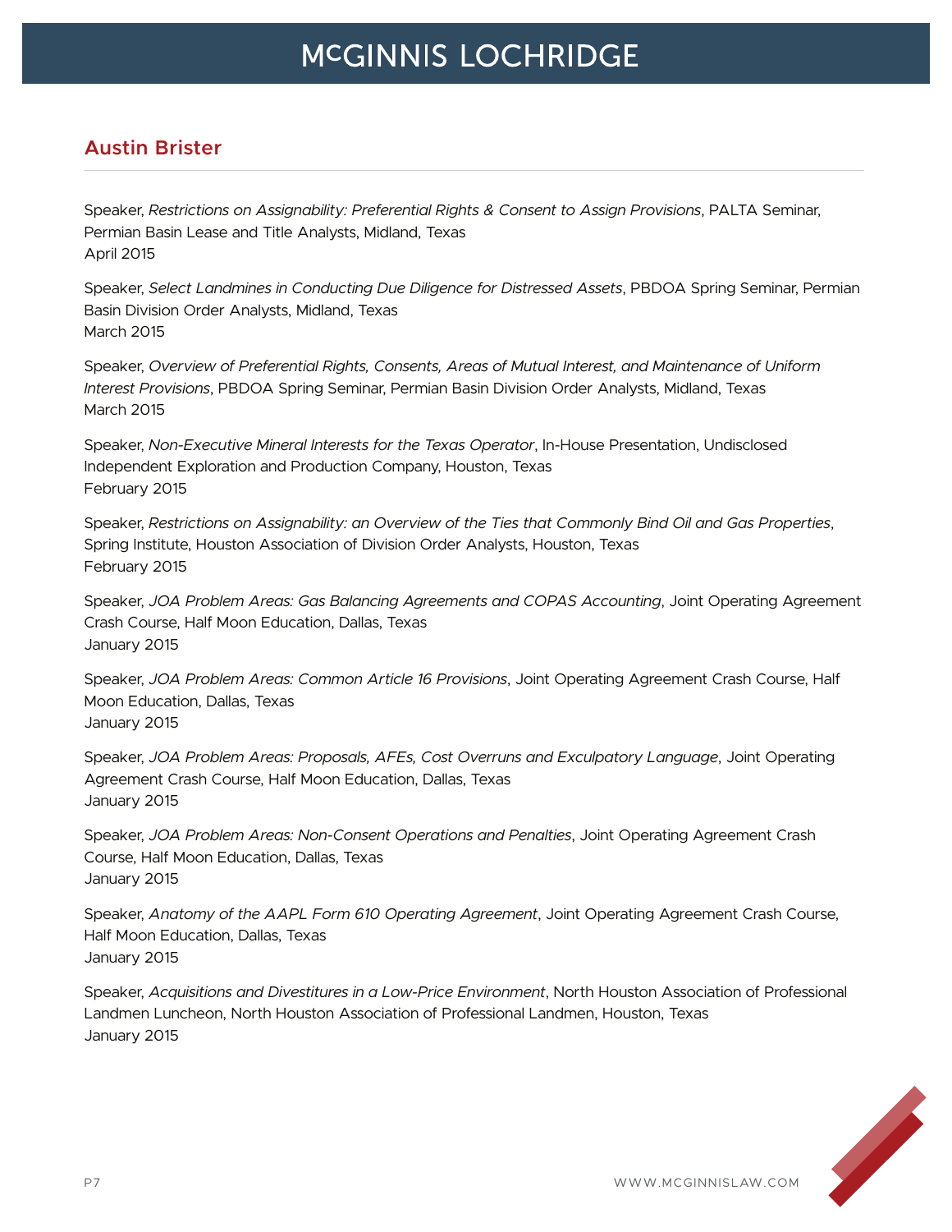## Austin Brister

Speaker, *Restrictions on Assignability: Preferential Rights & Consent to Assign Provisions*, PALTA Seminar, Permian Basin Lease and Title Analysts, Midland, Texas
April 2015

Speaker, *Select Landmines in Conducting Due Diligence for Distressed Assets*, PBDOA Spring Seminar, Permian Basin Division Order Analysts, Midland, Texas
March 2015

Speaker, *Overview of Preferential Rights, Consents, Areas of Mutual Interest, and Maintenance of Uniform Interest Provisions*, PBDOA Spring Seminar, Permian Basin Division Order Analysts, Midland, Texas
March 2015

Speaker, *Non-Executive Mineral Interests for the Texas Operator*, In-House Presentation, Undisclosed Independent Exploration and Production Company, Houston, Texas
February 2015

Speaker, *Restrictions on Assignability: an Overview of the Ties that Commonly Bind Oil and Gas Properties*, Spring Institute, Houston Association of Division Order Analysts, Houston, Texas
February 2015

Speaker, *JOA Problem Areas: Gas Balancing Agreements and COPAS Accounting*, Joint Operating Agreement Crash Course, Half Moon Education, Dallas, Texas
January 2015

Speaker, *JOA Problem Areas: Common Article 16 Provisions*, Joint Operating Agreement Crash Course, Half Moon Education, Dallas, Texas
January 2015

Speaker, *JOA Problem Areas: Proposals, AFEs, Cost Overruns and Exculpatory Language*, Joint Operating Agreement Crash Course, Half Moon Education, Dallas, Texas
January 2015

Speaker, *JOA Problem Areas: Non-Consent Operations and Penalties*, Joint Operating Agreement Crash Course, Half Moon Education, Dallas, Texas
January 2015

Speaker, *Anatomy of the AAPL Form 610 Operating Agreement*, Joint Operating Agreement Crash Course, Half Moon Education, Dallas, Texas
January 2015

Speaker, *Acquisitions and Divestitures in a Low-Price Environment*, North Houston Association of Professional Landmen Luncheon, North Houston Association of Professional Landmen, Houston, Texas
January 2015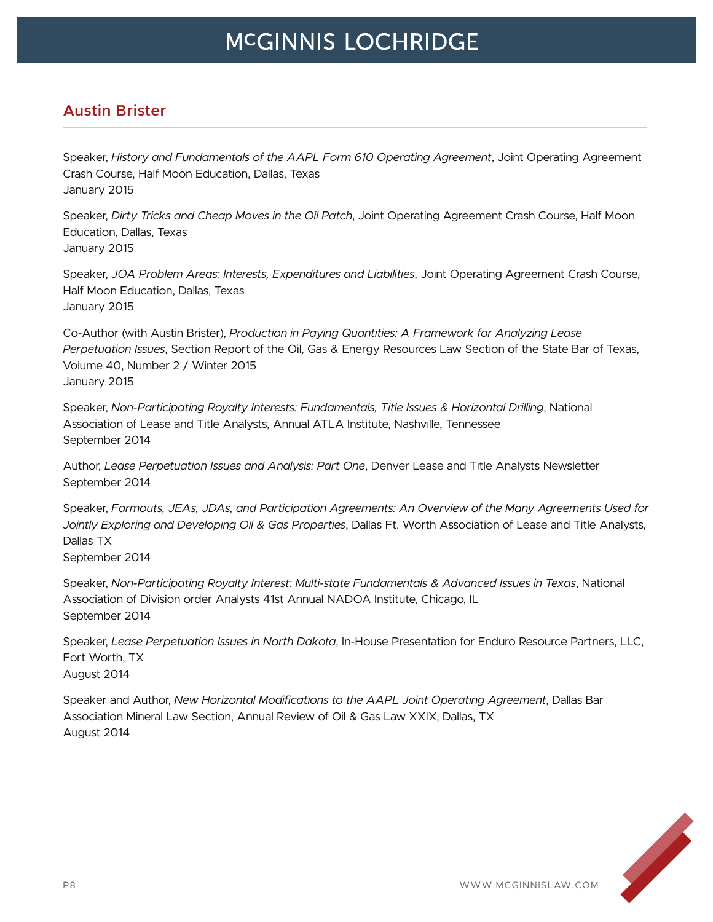## Austin Brister

Speaker, *History and Fundamentals of the AAPL Form 610 Operating Agreement*, Joint Operating Agreement Crash Course, Half Moon Education, Dallas, Texas
January 2015

Speaker, *Dirty Tricks and Cheap Moves in the Oil Patch*, Joint Operating Agreement Crash Course, Half Moon Education, Dallas, Texas
January 2015

Speaker, *JOA Problem Areas: Interests, Expenditures and Liabilities*, Joint Operating Agreement Crash Course, Half Moon Education, Dallas, Texas
January 2015

Co-Author (with Austin Brister), *Production in Paying Quantities: A Framework for Analyzing Lease Perpetuation Issues*, Section Report of the Oil, Gas & Energy Resources Law Section of the State Bar of Texas, Volume 40, Number 2 / Winter 2015
January 2015

Speaker, *Non-Participating Royalty Interests: Fundamentals, Title Issues & Horizontal Drilling*, National Association of Lease and Title Analysts, Annual ATLA Institute, Nashville, Tennessee
September 2014

Author, *Lease Perpetuation Issues and Analysis: Part One*, Denver Lease and Title Analysts Newsletter
September 2014

Speaker, *Farmouts, JEAs, JDAs, and Participation Agreements: An Overview of the Many Agreements Used for Jointly Exploring and Developing Oil & Gas Properties*, Dallas Ft. Worth Association of Lease and Title Analysts, Dallas TX
September 2014

Speaker, *Non-Participating Royalty Interest: Multi-state Fundamentals & Advanced Issues in Texas*, National Association of Division order Analysts 41st Annual NADOA Institute, Chicago, IL
September 2014

Speaker, *Lease Perpetuation Issues in North Dakota*, In-House Presentation for Enduro Resource Partners, LLC, Fort Worth, TX
August 2014

Speaker and Author, *New Horizontal Modifications to the AAPL Joint Operating Agreement*, Dallas Bar Association Mineral Law Section, Annual Review of Oil & Gas Law XXIX, Dallas, TX
August 2014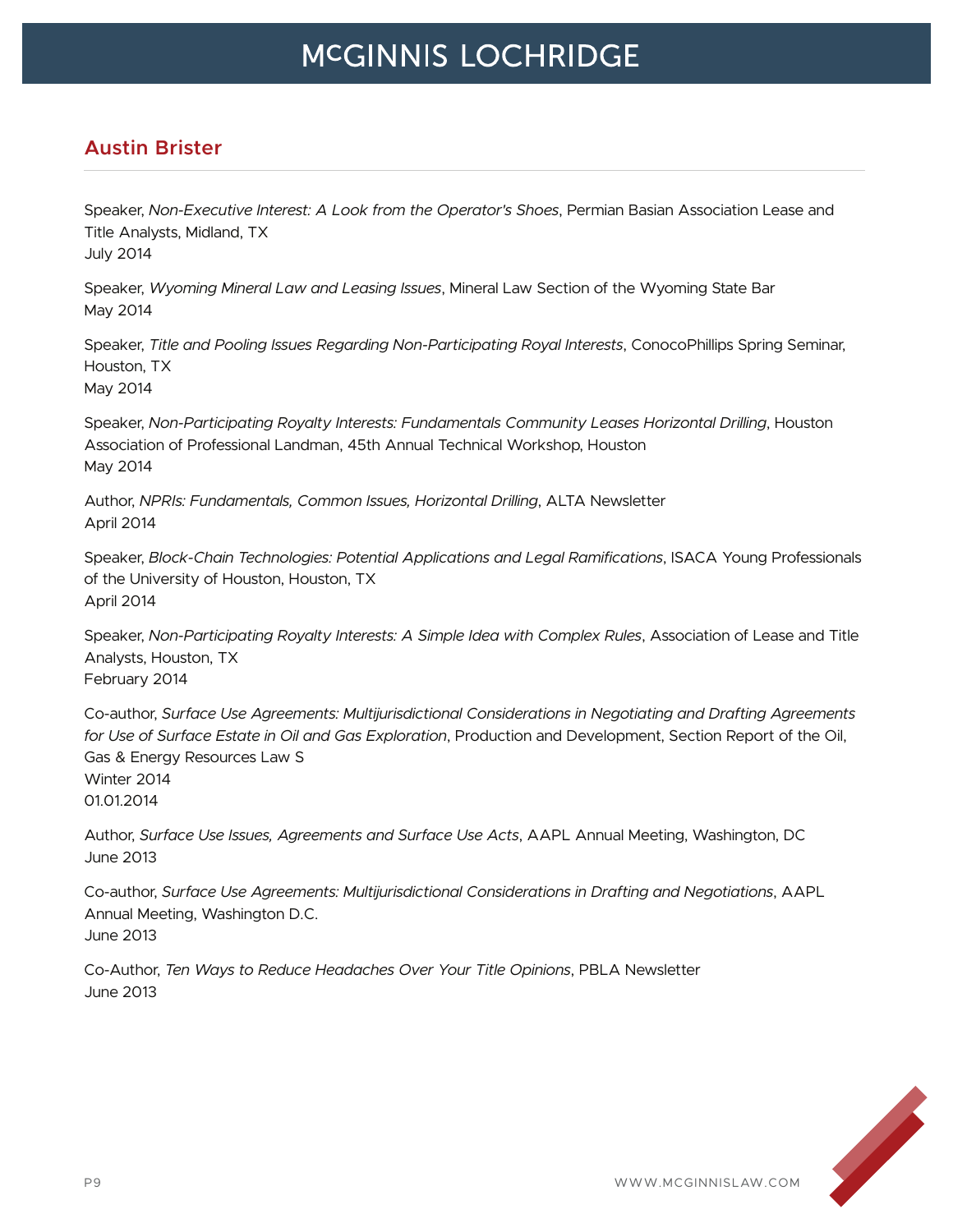## Austin Brister

Speaker, *Non-Executive Interest: A Look from the Operator's Shoes*, Permian Basian Association Lease and Title Analysts, Midland, TX
July 2014

Speaker, *Wyoming Mineral Law and Leasing Issues*, Mineral Law Section of the Wyoming State Bar
May 2014

Speaker, *Title and Pooling Issues Regarding Non-Participating Royal Interests*, ConocoPhillips Spring Seminar, Houston, TX
May 2014

Speaker, *Non-Participating Royalty Interests: Fundamentals Community Leases Horizontal Drilling*, Houston Association of Professional Landman, 45th Annual Technical Workshop, Houston
May 2014

Author, *NPRIs: Fundamentals, Common Issues, Horizontal Drilling*, ALTA Newsletter
April 2014

Speaker, *Block-Chain Technologies: Potential Applications and Legal Ramifications*, ISACA Young Professionals of the University of Houston, Houston, TX
April 2014

Speaker, *Non-Participating Royalty Interests: A Simple Idea with Complex Rules*, Association of Lease and Title Analysts, Houston, TX
February 2014

Co-author, *Surface Use Agreements: Multijurisdictional Considerations in Negotiating and Drafting Agreements for Use of Surface Estate in Oil and Gas Exploration*, Production and Development, Section Report of the Oil, Gas & Energy Resources Law S
Winter 2014
01.01.2014

Author, *Surface Use Issues, Agreements and Surface Use Acts*, AAPL Annual Meeting, Washington, DC
June 2013

Co-author, *Surface Use Agreements: Multijurisdictional Considerations in Drafting and Negotiations*, AAPL Annual Meeting, Washington D.C.
June 2013

Co-Author, *Ten Ways to Reduce Headaches Over Your Title Opinions*, PBLA Newsletter
June 2013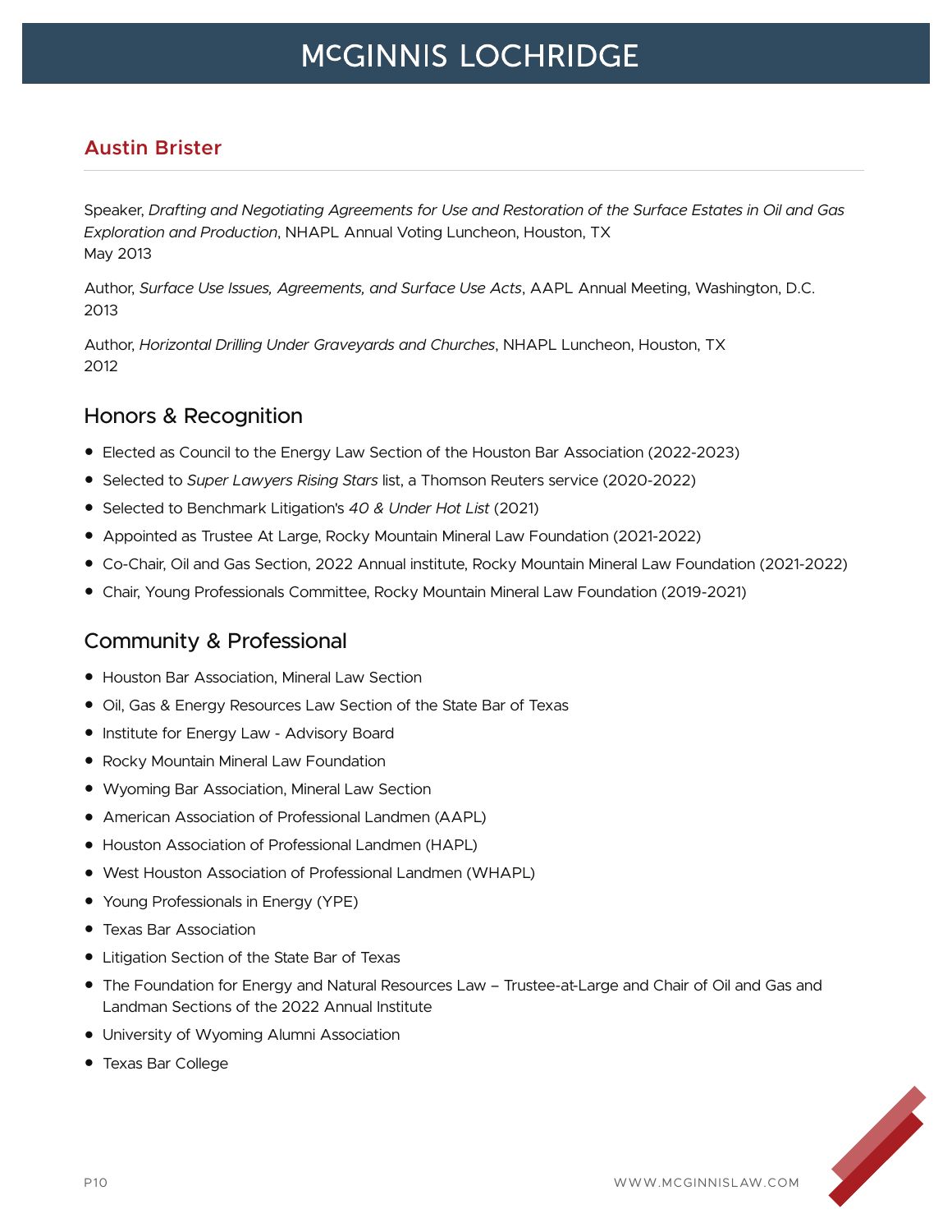## Austin Brister

Speaker, *Drafting and Negotiating Agreements for Use and Restoration of the Surface Estates in Oil and Gas Exploration and Production*, NHAPL Annual Voting Luncheon, Houston, TX
May 2013

Author, *Surface Use Issues, Agreements, and Surface Use Acts*, AAPL Annual Meeting, Washington, D.C.
2013

Author, *Horizontal Drilling Under Graveyards and Churches*, NHAPL Luncheon, Houston, TX
2012

### Honors & Recognition

- Elected as Council to the Energy Law Section of the Houston Bar Association (2022-2023)
- Selected to *Super Lawyers Rising Stars* list, a Thomson Reuters service (2020-2022)
- Selected to Benchmark Litigation's *40 & Under Hot List* (2021)
- Appointed as Trustee At Large, Rocky Mountain Mineral Law Foundation (2021-2022)
- Co-Chair, Oil and Gas Section, 2022 Annual institute, Rocky Mountain Mineral Law Foundation (2021-2022)
- Chair, Young Professionals Committee, Rocky Mountain Mineral Law Foundation (2019-2021)

### Community & Professional

- Houston Bar Association, Mineral Law Section
- Oil, Gas & Energy Resources Law Section of the State Bar of Texas
- Institute for Energy Law - Advisory Board
- Rocky Mountain Mineral Law Foundation
- Wyoming Bar Association, Mineral Law Section
- American Association of Professional Landmen (AAPL)
- Houston Association of Professional Landmen (HAPL)
- West Houston Association of Professional Landmen (WHAPL)
- Young Professionals in Energy (YPE)
- Texas Bar Association
- Litigation Section of the State Bar of Texas
- The Foundation for Energy and Natural Resources Law – Trustee-at-Large and Chair of Oil and Gas and Landman Sections of the 2022 Annual Institute
- University of Wyoming Alumni Association
- Texas Bar College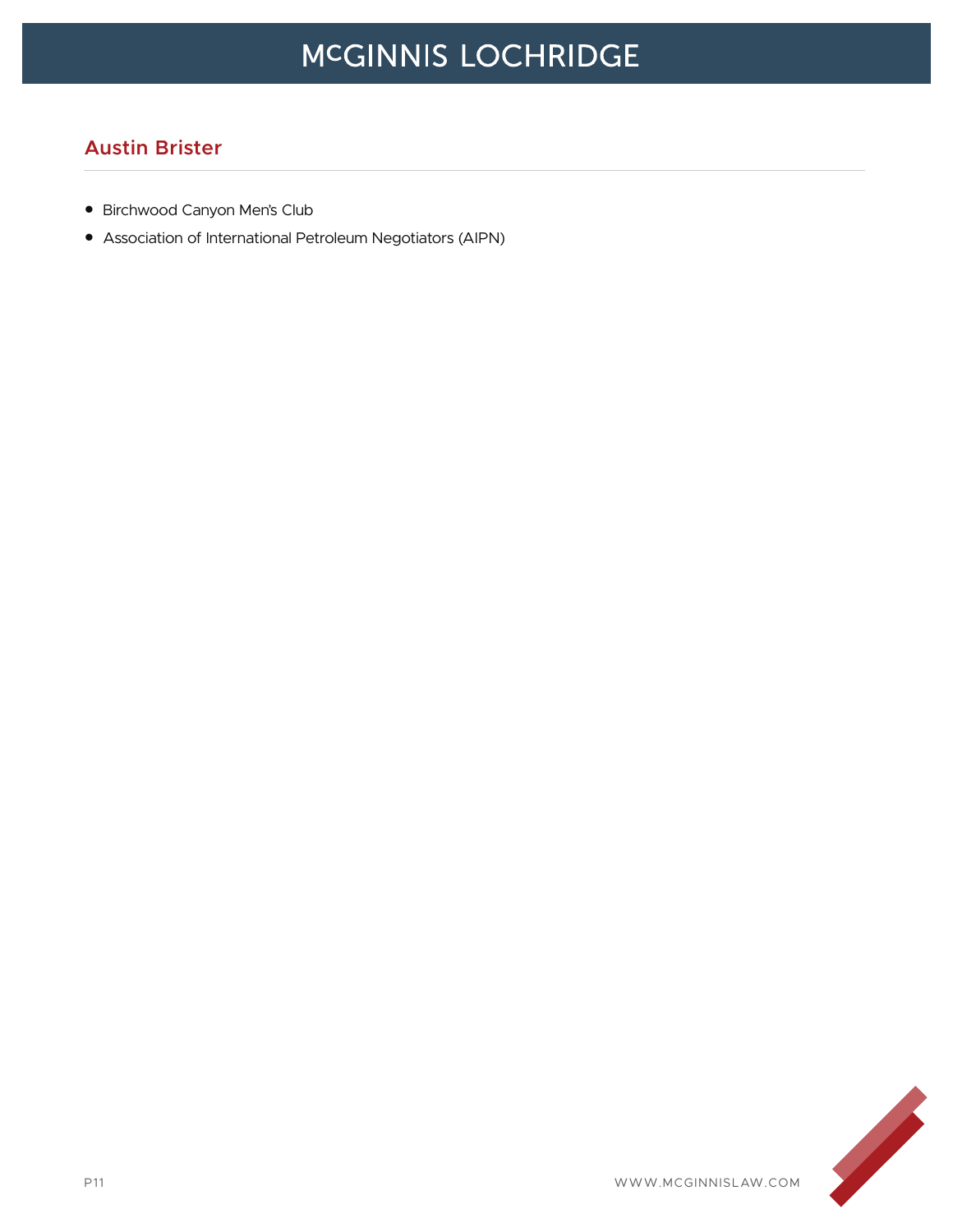## Austin Brister

- Birchwood Canyon Men's Club
- Association of International Petroleum Negotiators (AIPN)